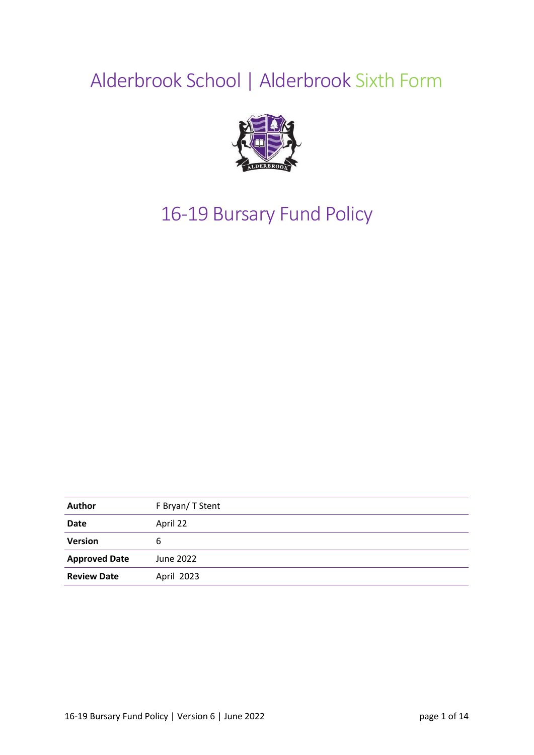# Alderbrook School | Alderbrook Sixth Form

## 16-19 Bursary Fund Policy

| | |
|---|---|
| **Author** | F Bryan/ T Stent |
| **Date** | April 22 |
| **Version** | 6 |
| **Approved Date** | June 2022 |
| **Review Date** | April 2023 |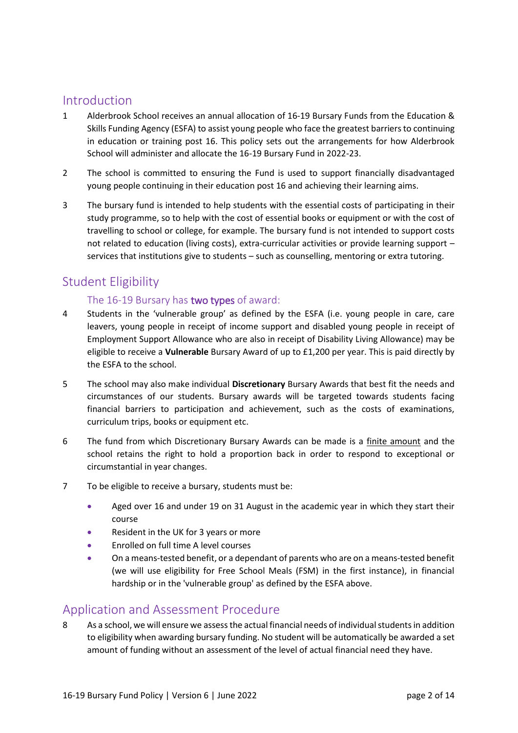## Introduction

1 Alderbrook School receives an annual allocation of 16-19 Bursary Funds from the Education & Skills Funding Agency (ESFA) to assist young people who face the greatest barriers to continuing in education or training post 16. This policy sets out the arrangements for how Alderbrook School will administer and allocate the 16-19 Bursary Fund in 2022-23.

2 The school is committed to ensuring the Fund is used to support financially disadvantaged young people continuing in their education post 16 and achieving their learning aims.

3 The bursary fund is intended to help students with the essential costs of participating in their study programme, so to help with the cost of essential books or equipment or with the cost of travelling to school or college, for example. The bursary fund is not intended to support costs not related to education (living costs), extra-curricular activities or provide learning support – services that institutions give to students – such as counselling, mentoring or extra tutoring.

## Student Eligibility

### The 16-19 Bursary has two types of award:

4 Students in the 'vulnerable group' as defined by the ESFA (i.e. young people in care, care leavers, young people in receipt of income support and disabled young people in receipt of Employment Support Allowance who are also in receipt of Disability Living Allowance) may be eligible to receive a **Vulnerable** Bursary Award of up to £1,200 per year. This is paid directly by the ESFA to the school.

5 The school may also make individual **Discretionary** Bursary Awards that best fit the needs and circumstances of our students. Bursary awards will be targeted towards students facing financial barriers to participation and achievement, such as the costs of examinations, curriculum trips, books or equipment etc.

6 The fund from which Discretionary Bursary Awards can be made is a finite amount and the school retains the right to hold a proportion back in order to respond to exceptional or circumstantial in year changes.

7 To be eligible to receive a bursary, students must be:

- Aged over 16 and under 19 on 31 August in the academic year in which they start their course
- Resident in the UK for 3 years or more
- Enrolled on full time A level courses
- On a means-tested benefit, or a dependant of parents who are on a means-tested benefit (we will use eligibility for Free School Meals (FSM) in the first instance), in financial hardship or in the 'vulnerable group' as defined by the ESFA above.

## Application and Assessment Procedure

8 As a school, we will ensure we assess the actual financial needs of individual students in addition to eligibility when awarding bursary funding. No student will be automatically be awarded a set amount of funding without an assessment of the level of actual financial need they have.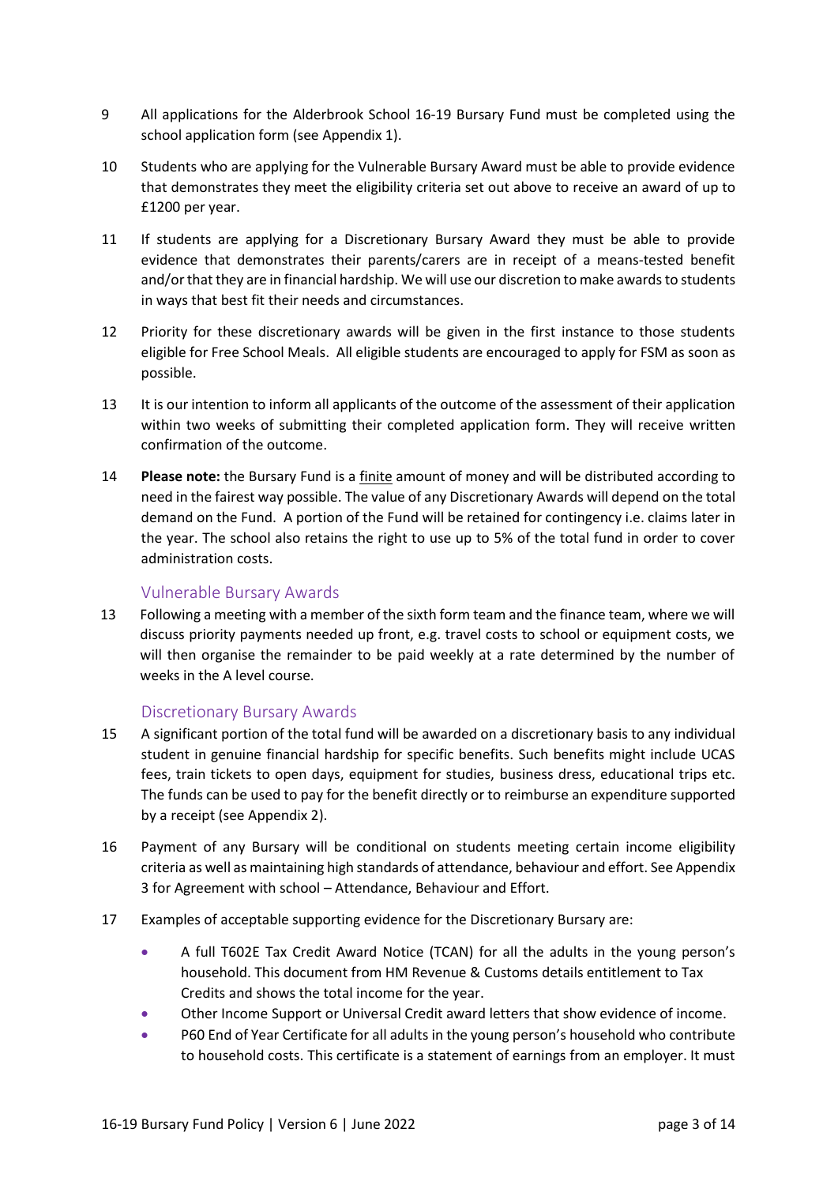9 All applications for the Alderbrook School 16-19 Bursary Fund must be completed using the school application form (see Appendix 1).

10 Students who are applying for the Vulnerable Bursary Award must be able to provide evidence that demonstrates they meet the eligibility criteria set out above to receive an award of up to £1200 per year.

11 If students are applying for a Discretionary Bursary Award they must be able to provide evidence that demonstrates their parents/carers are in receipt of a means-tested benefit and/or that they are in financial hardship. We will use our discretion to make awards to students in ways that best fit their needs and circumstances.

12 Priority for these discretionary awards will be given in the first instance to those students eligible for Free School Meals. All eligible students are encouraged to apply for FSM as soon as possible.

13 It is our intention to inform all applicants of the outcome of the assessment of their application within two weeks of submitting their completed application form. They will receive written confirmation of the outcome.

14 **Please note:** the Bursary Fund is a finite amount of money and will be distributed according to need in the fairest way possible. The value of any Discretionary Awards will depend on the total demand on the Fund. A portion of the Fund will be retained for contingency i.e. claims later in the year. The school also retains the right to use up to 5% of the total fund in order to cover administration costs.

## Vulnerable Bursary Awards

13 Following a meeting with a member of the sixth form team and the finance team, where we will discuss priority payments needed up front, e.g. travel costs to school or equipment costs, we will then organise the remainder to be paid weekly at a rate determined by the number of weeks in the A level course.

## Discretionary Bursary Awards

15 A significant portion of the total fund will be awarded on a discretionary basis to any individual student in genuine financial hardship for specific benefits. Such benefits might include UCAS fees, train tickets to open days, equipment for studies, business dress, educational trips etc. The funds can be used to pay for the benefit directly or to reimburse an expenditure supported by a receipt (see Appendix 2).

16 Payment of any Bursary will be conditional on students meeting certain income eligibility criteria as well as maintaining high standards of attendance, behaviour and effort. See Appendix 3 for Agreement with school – Attendance, Behaviour and Effort.

17 Examples of acceptable supporting evidence for the Discretionary Bursary are:

- A full T602E Tax Credit Award Notice (TCAN) for all the adults in the young person's household. This document from HM Revenue & Customs details entitlement to Tax Credits and shows the total income for the year.
- Other Income Support or Universal Credit award letters that show evidence of income.
- P60 End of Year Certificate for all adults in the young person's household who contribute to household costs. This certificate is a statement of earnings from an employer. It must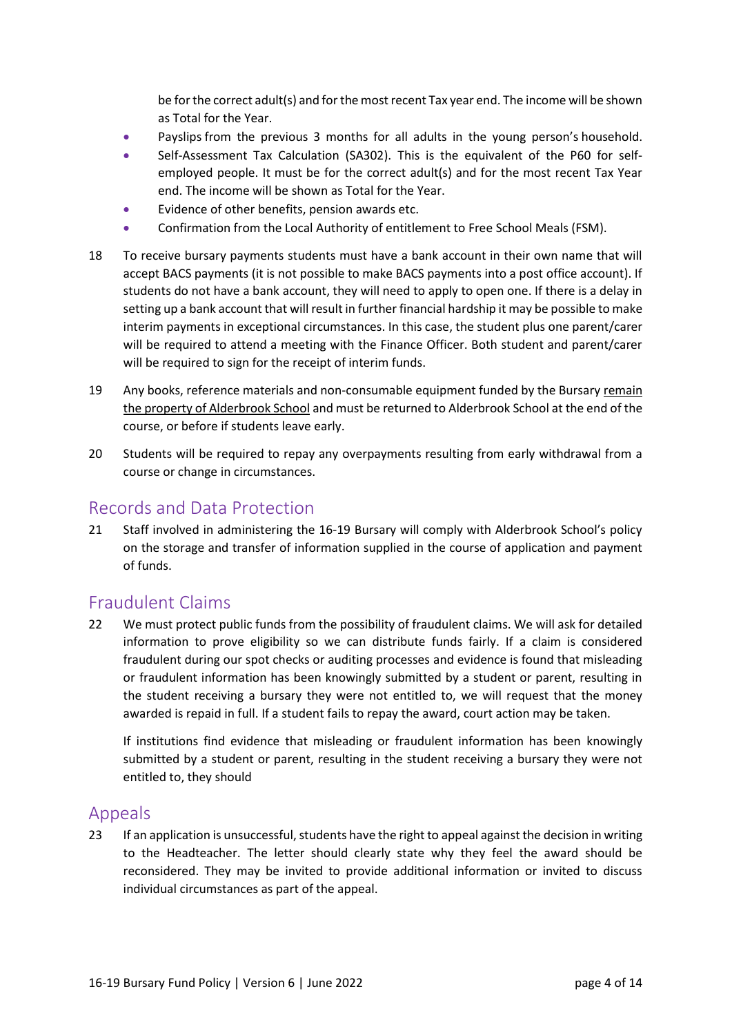be for the correct adult(s) and for the most recent Tax year end. The income will be shown as Total for the Year.

- Payslips from the previous 3 months for all adults in the young person's household.
- Self-Assessment Tax Calculation (SA302). This is the equivalent of the P60 for self-employed people. It must be for the correct adult(s) and for the most recent Tax Year end. The income will be shown as Total for the Year.
- Evidence of other benefits, pension awards etc.
- Confirmation from the Local Authority of entitlement to Free School Meals (FSM).

18 To receive bursary payments students must have a bank account in their own name that will accept BACS payments (it is not possible to make BACS payments into a post office account). If students do not have a bank account, they will need to apply to open one. If there is a delay in setting up a bank account that will result in further financial hardship it may be possible to make interim payments in exceptional circumstances. In this case, the student plus one parent/carer will be required to attend a meeting with the Finance Officer. Both student and parent/carer will be required to sign for the receipt of interim funds.

19 Any books, reference materials and non-consumable equipment funded by the Bursary remain the property of Alderbrook School and must be returned to Alderbrook School at the end of the course, or before if students leave early.

20 Students will be required to repay any overpayments resulting from early withdrawal from a course or change in circumstances.

## Records and Data Protection

21 Staff involved in administering the 16-19 Bursary will comply with Alderbrook School's policy on the storage and transfer of information supplied in the course of application and payment of funds.

## Fraudulent Claims

22 We must protect public funds from the possibility of fraudulent claims. We will ask for detailed information to prove eligibility so we can distribute funds fairly. If a claim is considered fraudulent during our spot checks or auditing processes and evidence is found that misleading or fraudulent information has been knowingly submitted by a student or parent, resulting in the student receiving a bursary they were not entitled to, we will request that the money awarded is repaid in full. If a student fails to repay the award, court action may be taken.

If institutions find evidence that misleading or fraudulent information has been knowingly submitted by a student or parent, resulting in the student receiving a bursary they were not entitled to, they should

## Appeals

23 If an application is unsuccessful, students have the right to appeal against the decision in writing to the Headteacher. The letter should clearly state why they feel the award should be reconsidered. They may be invited to provide additional information or invited to discuss individual circumstances as part of the appeal.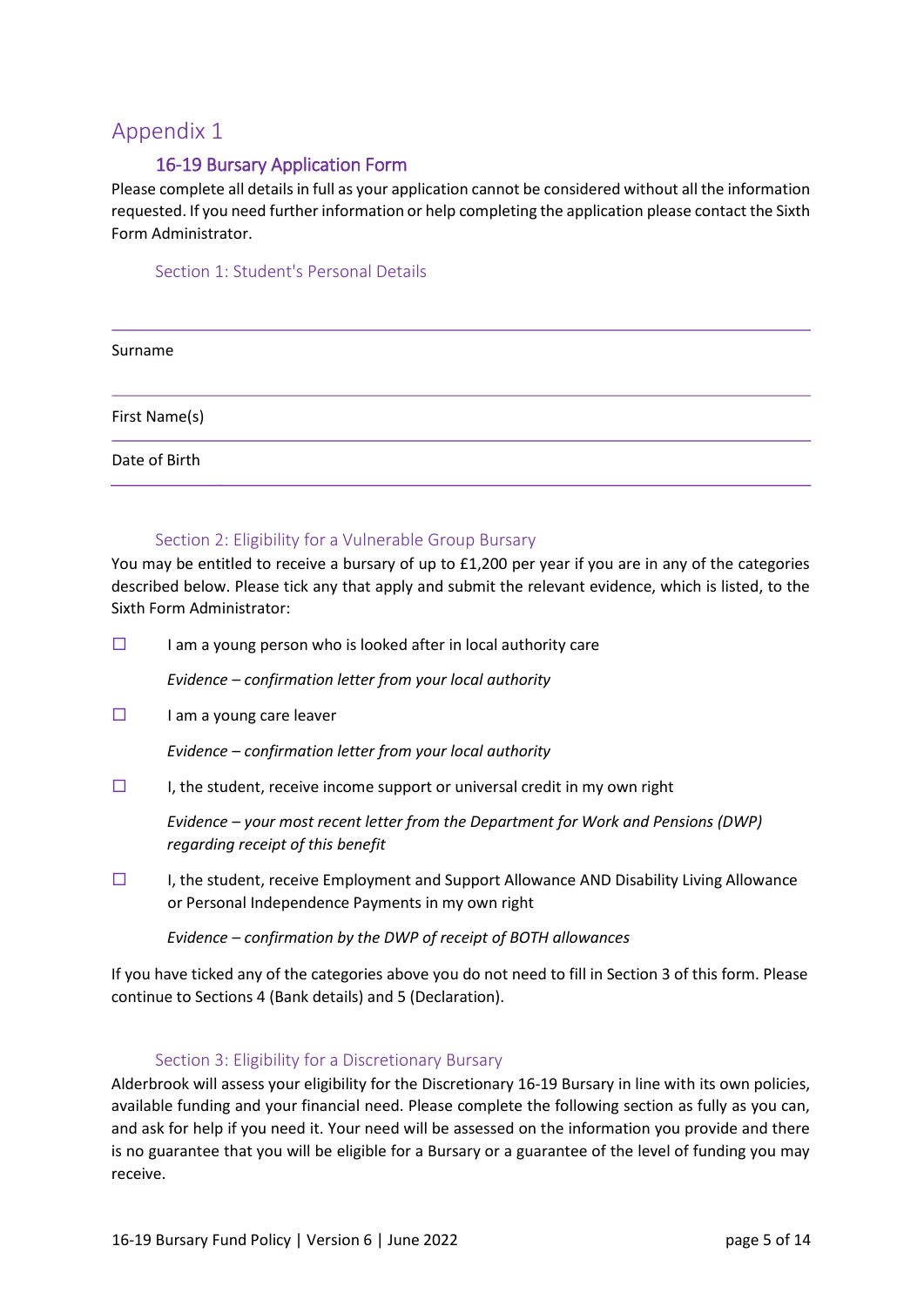# Appendix 1

## 16-19 Bursary Application Form

Please complete all details in full as your application cannot be considered without all the information requested. If you need further information or help completing the application please contact the Sixth Form Administrator.

### Section 1: Student's Personal Details

| | |
|---|---|
| Surname | |
| First Name(s) | |
| Date of Birth | |

### Section 2: Eligibility for a Vulnerable Group Bursary

You may be entitled to receive a bursary of up to £1,200 per year if you are in any of the categories described below. Please tick any that apply and submit the relevant evidence, which is listed, to the Sixth Form Administrator:

☐ I am a young person who is looked after in local authority care

*Evidence – confirmation letter from your local authority*

☐ I am a young care leaver

*Evidence – confirmation letter from your local authority*

☐ I, the student, receive income support or universal credit in my own right

*Evidence – your most recent letter from the Department for Work and Pensions (DWP) regarding receipt of this benefit*

☐ I, the student, receive Employment and Support Allowance AND Disability Living Allowance or Personal Independence Payments in my own right

*Evidence – confirmation by the DWP of receipt of BOTH allowances*

If you have ticked any of the categories above you do not need to fill in Section 3 of this form. Please continue to Sections 4 (Bank details) and 5 (Declaration).

### Section 3: Eligibility for a Discretionary Bursary

Alderbrook will assess your eligibility for the Discretionary 16-19 Bursary in line with its own policies, available funding and your financial need. Please complete the following section as fully as you can, and ask for help if you need it. Your need will be assessed on the information you provide and there is no guarantee that you will be eligible for a Bursary or a guarantee of the level of funding you may receive.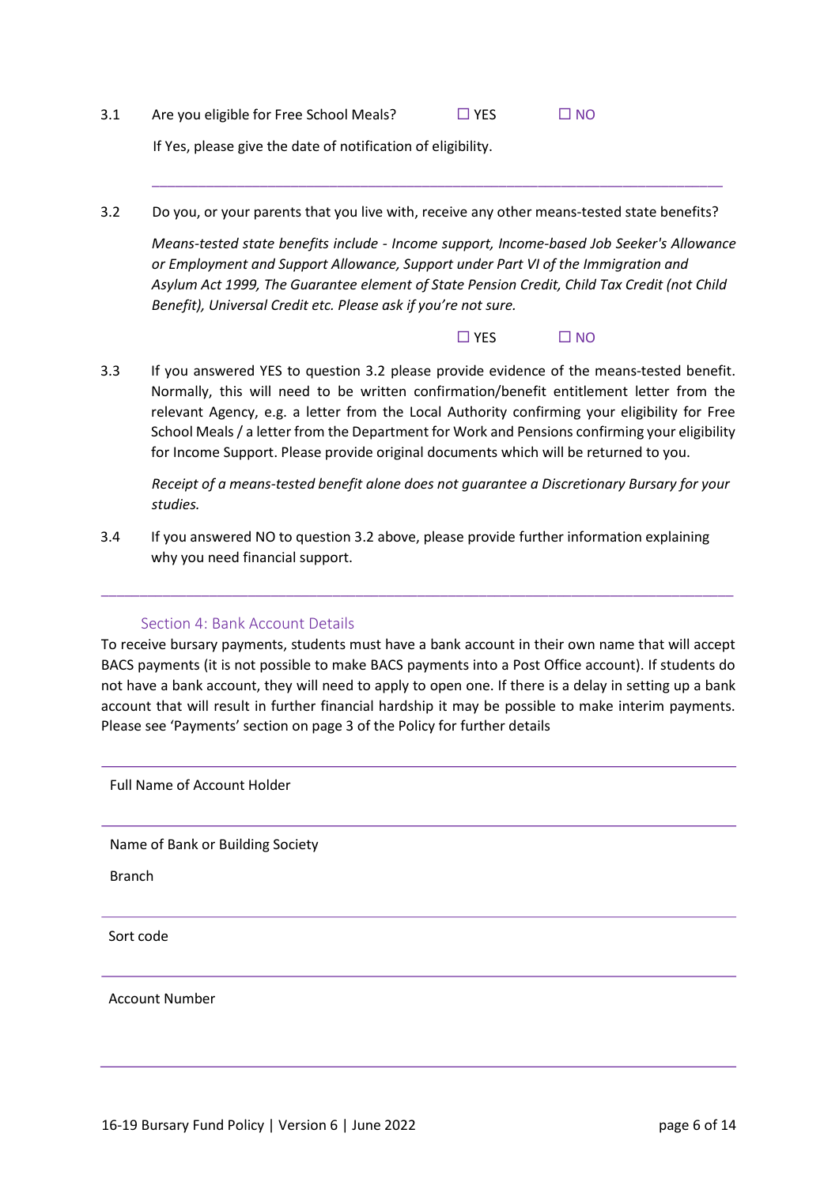3.1 Are you eligible for Free School Meals? ☐ YES ☐ NO

If Yes, please give the date of notification of eligibility.

\_\_\_\_\_\_\_\_\_\_\_\_\_\_\_\_\_\_\_\_\_\_\_\_\_\_\_\_\_\_\_\_\_\_\_\_\_\_\_\_\_\_\_\_\_\_\_\_\_\_\_\_\_\_\_\_\_\_\_\_\_\_\_\_

3.2 Do you, or your parents that you live with, receive any other means-tested state benefits?

*Means-tested state benefits include - Income support, Income-based Job Seeker's Allowance or Employment and Support Allowance, Support under Part VI of the Immigration and Asylum Act 1999, The Guarantee element of State Pension Credit, Child Tax Credit (not Child Benefit), Universal Credit etc. Please ask if you're not sure.*

☐ YES ☐ NO

3.3 If you answered YES to question 3.2 please provide evidence of the means-tested benefit. Normally, this will need to be written confirmation/benefit entitlement letter from the relevant Agency, e.g. a letter from the Local Authority confirming your eligibility for Free School Meals / a letter from the Department for Work and Pensions confirming your eligibility for Income Support. Please provide original documents which will be returned to you.

*Receipt of a means-tested benefit alone does not guarantee a Discretionary Bursary for your studies.*

3.4 If you answered NO to question 3.2 above, please provide further information explaining why you need financial support.

\_\_\_\_\_\_\_\_\_\_\_\_\_\_\_\_\_\_\_\_\_\_\_\_\_\_\_\_\_\_\_\_\_\_\_\_\_\_\_\_\_\_\_\_\_\_\_\_\_\_\_\_\_\_\_\_\_\_\_\_\_\_\_\_

## Section 4: Bank Account Details

To receive bursary payments, students must have a bank account in their own name that will accept BACS payments (it is not possible to make BACS payments into a Post Office account). If students do not have a bank account, they will need to apply to open one. If there is a delay in setting up a bank account that will result in further financial hardship it may be possible to make interim payments. Please see 'Payments' section on page 3 of the Policy for further details

| |
|---|
| Full Name of Account Holder |
| Name of Bank or Building Society<br>Branch |
| Sort code |
| Account Number |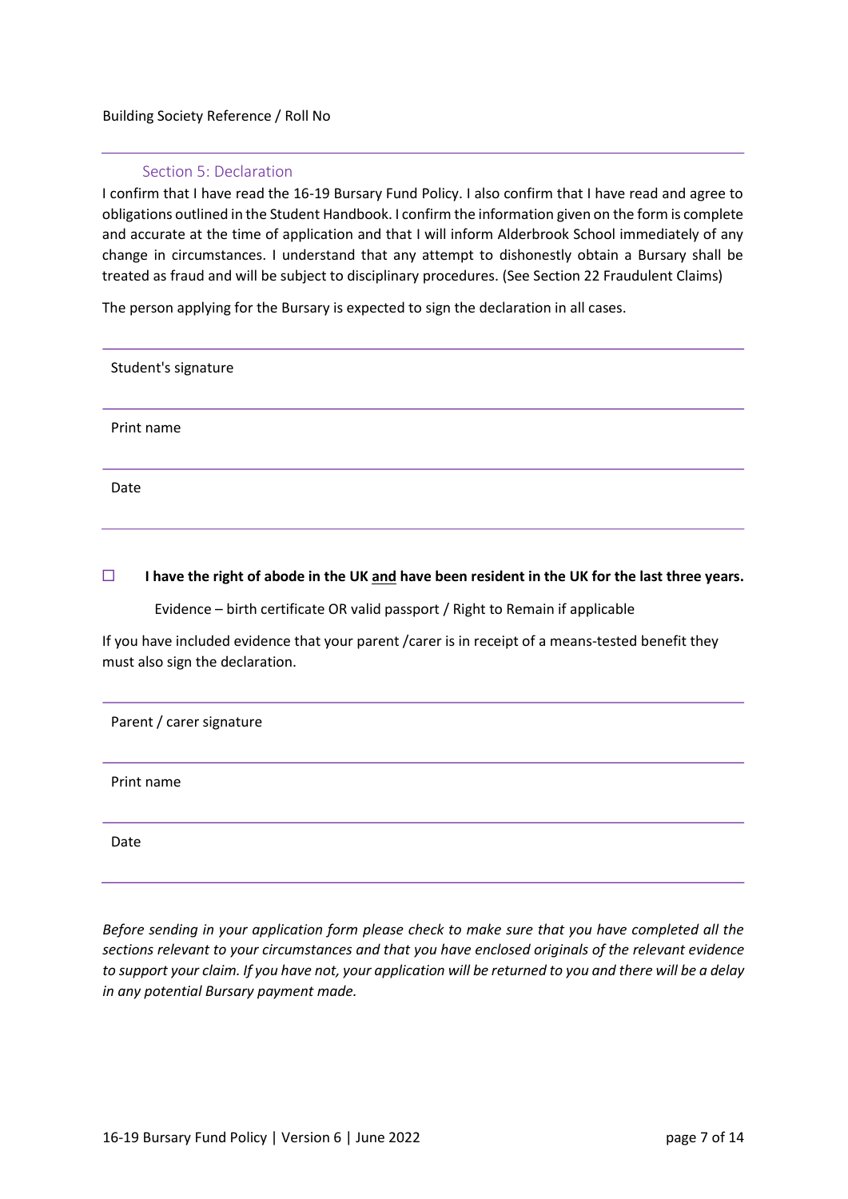Building Society Reference / Roll No

## Section 5: Declaration

I confirm that I have read the 16-19 Bursary Fund Policy. I also confirm that I have read and agree to obligations outlined in the Student Handbook. I confirm the information given on the form is complete and accurate at the time of application and that I will inform Alderbrook School immediately of any change in circumstances. I understand that any attempt to dishonestly obtain a Bursary shall be treated as fraud and will be subject to disciplinary procedures. (See Section 22 Fraudulent Claims)

The person applying for the Bursary is expected to sign the declaration in all cases.

| | |
|---|---|
| Student's signature | |
| Print name | |
| Date | |

☐ **I have the right of abode in the UK and have been resident in the UK for the last three years.**

Evidence – birth certificate OR valid passport / Right to Remain if applicable

If you have included evidence that your parent /carer is in receipt of a means-tested benefit they must also sign the declaration.

| | |
|---|---|
| Parent / carer signature | |
| Print name | |
| Date | |

*Before sending in your application form please check to make sure that you have completed all the sections relevant to your circumstances and that you have enclosed originals of the relevant evidence to support your claim. If you have not, your application will be returned to you and there will be a delay in any potential Bursary payment made.*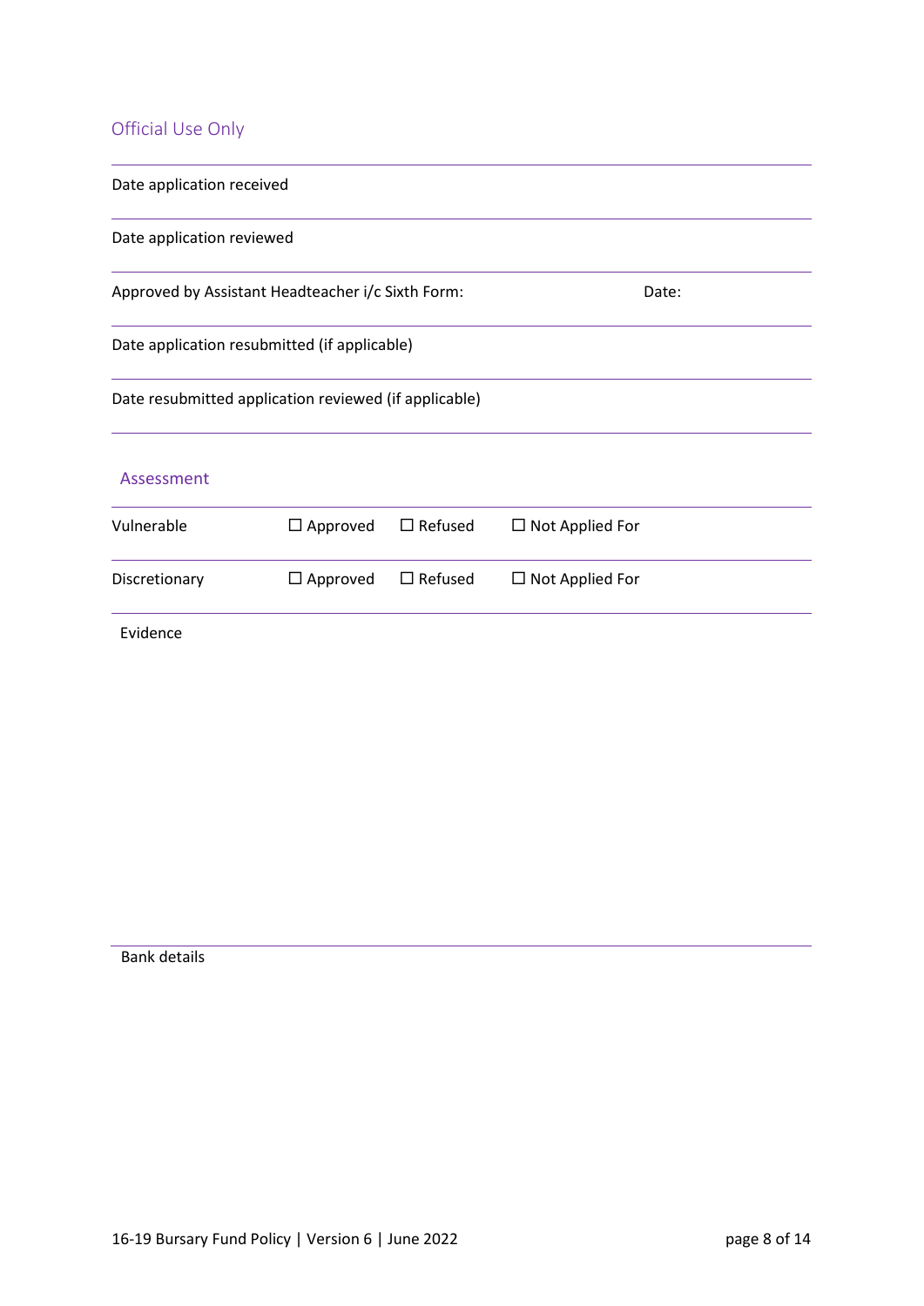## Official Use Only

| | |
|---|---|
| Date application received | |
| Date application reviewed | |
| Approved by Assistant Headteacher i/c Sixth Form: | Date: |
| Date application resubmitted (if applicable) | |
| Date resubmitted application reviewed (if applicable) | |

## Assessment

| | | | |
|---|---|---|---|
| Vulnerable | ☐ Approved | ☐ Refused | ☐ Not Applied For |
| Discretionary | ☐ Approved | ☐ Refused | ☐ Not Applied For |

Evidence

Bank details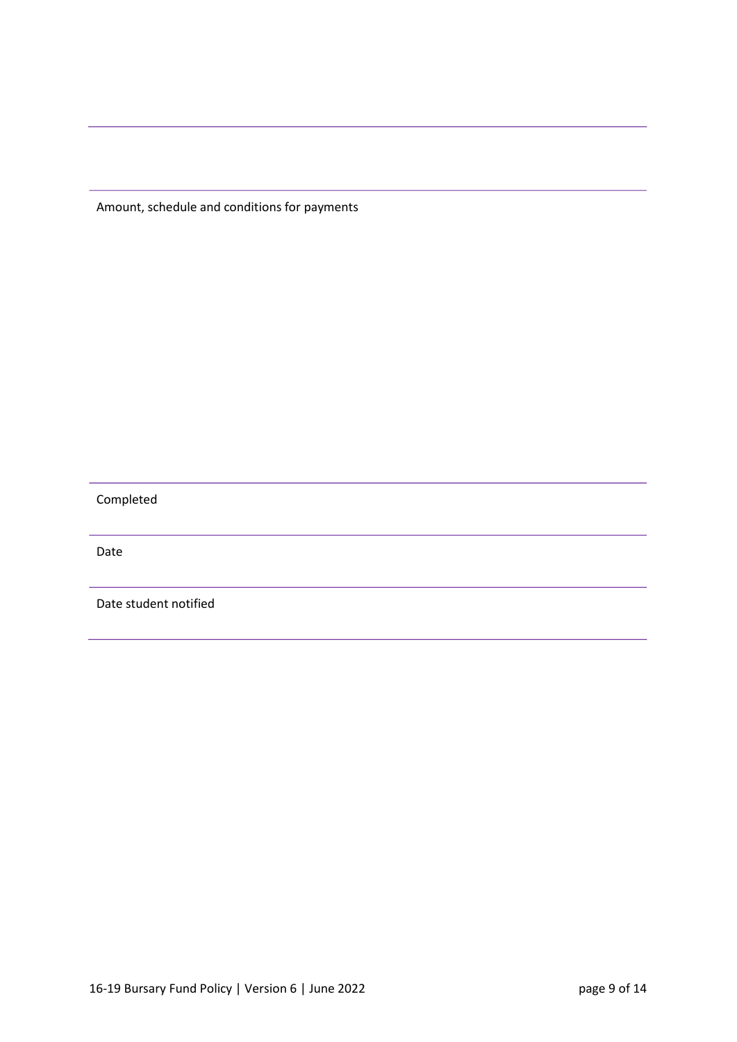Amount, schedule and conditions for payments

Completed

Date

Date student notified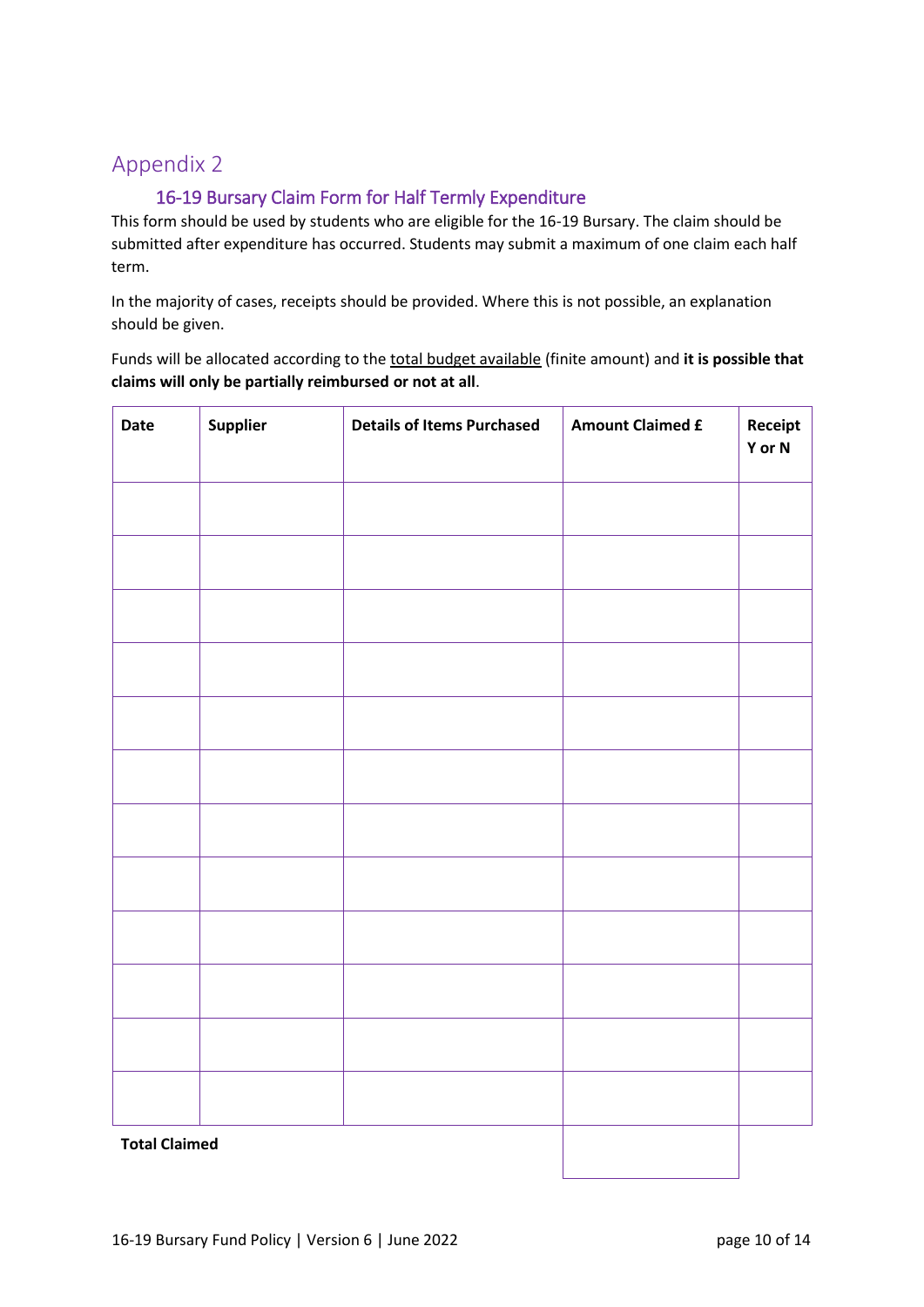# Appendix 2

## 16-19 Bursary Claim Form for Half Termly Expenditure

This form should be used by students who are eligible for the 16-19 Bursary. The claim should be submitted after expenditure has occurred. Students may submit a maximum of one claim each half term.

In the majority of cases, receipts should be provided. Where this is not possible, an explanation should be given.

Funds will be allocated according to the total budget available (finite amount) and **it is possible that claims will only be partially reimbursed or not at all**.

| **Date** | **Supplier** | **Details of Items Purchased** | **Amount Claimed £** | **Receipt Y or N** |
|---|---|---|---|---|
| | | | | |
| | | | | |
| | | | | |
| | | | | |
| | | | | |
| | | | | |
| | | | | |
| | | | | |
| | | | | |
| | | | | |
| | | | | |
| | | | | |
| **Total Claimed** | | | | |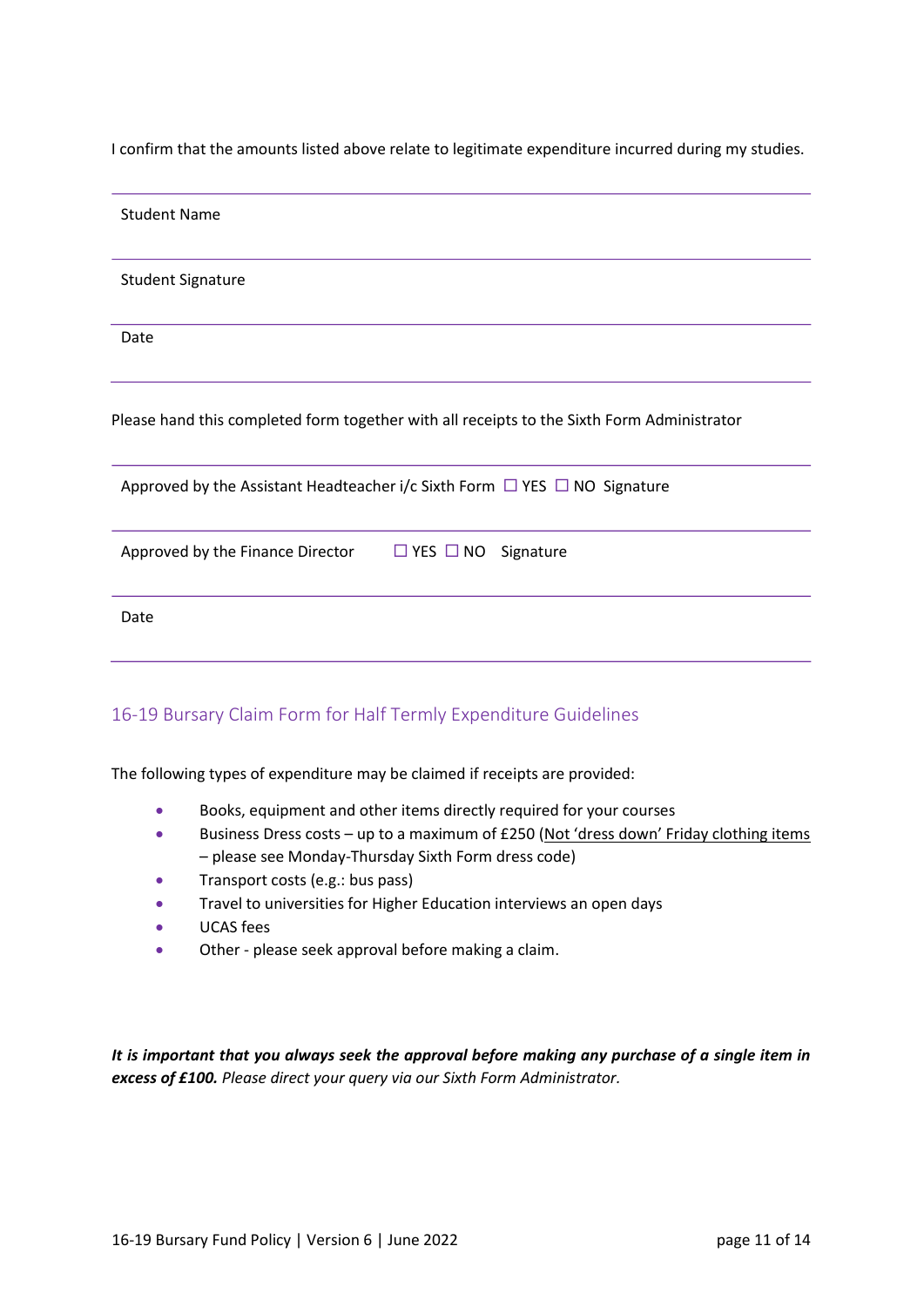I confirm that the amounts listed above relate to legitimate expenditure incurred during my studies.

| Student Name |
|---|
| Student Signature |
| Date |

Please hand this completed form together with all receipts to the Sixth Form Administrator

| Approved by the Assistant Headteacher i/c Sixth Form ☐ YES ☐ NO Signature |
|---|
| Approved by the Finance Director ☐ YES ☐ NO Signature |
| Date |

## 16-19 Bursary Claim Form for Half Termly Expenditure Guidelines

The following types of expenditure may be claimed if receipts are provided:

- Books, equipment and other items directly required for your courses
- Business Dress costs – up to a maximum of £250 (Not 'dress down' Friday clothing items – please see Monday-Thursday Sixth Form dress code)
- Transport costs (e.g.: bus pass)
- Travel to universities for Higher Education interviews an open days
- UCAS fees
- Other - please seek approval before making a claim.

***It is important that you always seek the approval before making any purchase of a single item in excess of £100.*** *Please direct your query via our Sixth Form Administrator.*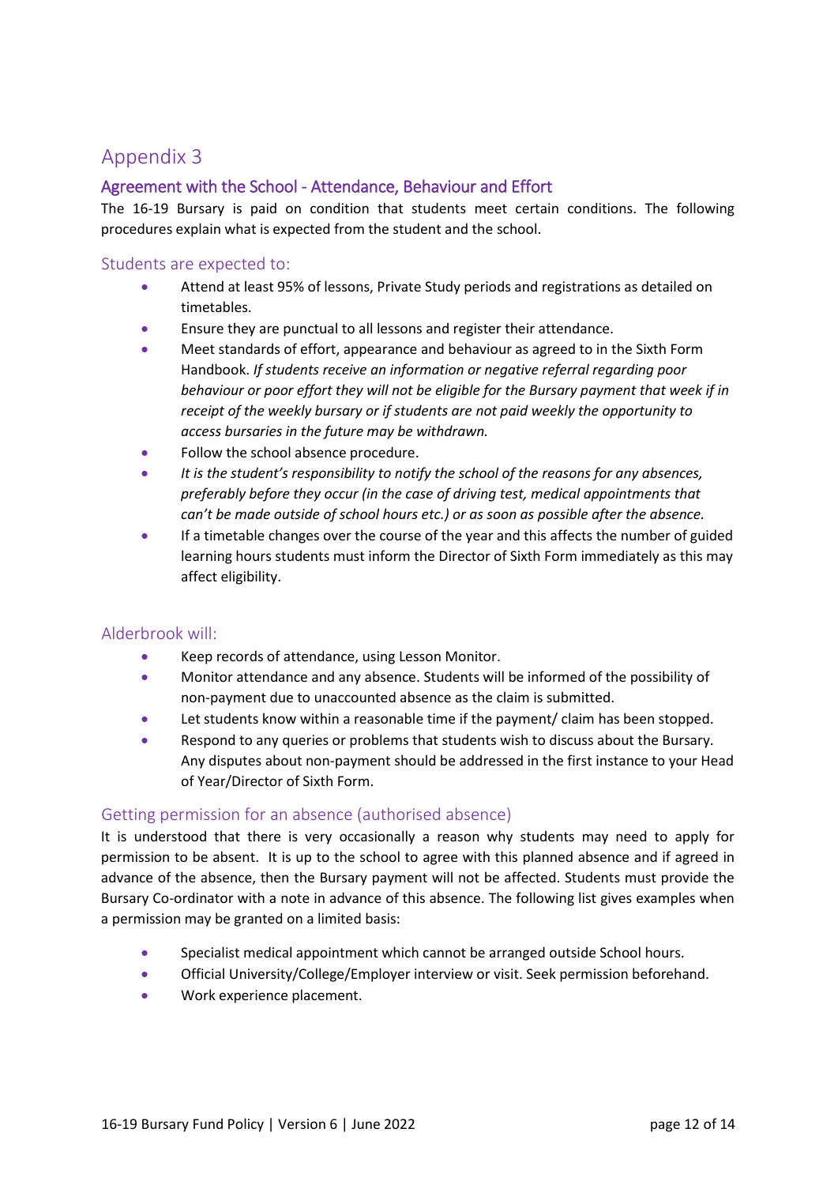# Appendix 3

## Agreement with the School - Attendance, Behaviour and Effort

The 16-19 Bursary is paid on condition that students meet certain conditions. The following procedures explain what is expected from the student and the school.

### Students are expected to:

- Attend at least 95% of lessons, Private Study periods and registrations as detailed on timetables.
- Ensure they are punctual to all lessons and register their attendance.
- Meet standards of effort, appearance and behaviour as agreed to in the Sixth Form Handbook. *If students receive an information or negative referral regarding poor behaviour or poor effort they will not be eligible for the Bursary payment that week if in receipt of the weekly bursary or if students are not paid weekly the opportunity to access bursaries in the future may be withdrawn.*
- Follow the school absence procedure.
- *It is the student's responsibility to notify the school of the reasons for any absences, preferably before they occur (in the case of driving test, medical appointments that can't be made outside of school hours etc.) or as soon as possible after the absence.*
- If a timetable changes over the course of the year and this affects the number of guided learning hours students must inform the Director of Sixth Form immediately as this may affect eligibility.

### Alderbrook will:

- Keep records of attendance, using Lesson Monitor.
- Monitor attendance and any absence. Students will be informed of the possibility of non-payment due to unaccounted absence as the claim is submitted.
- Let students know within a reasonable time if the payment/ claim has been stopped.
- Respond to any queries or problems that students wish to discuss about the Bursary. Any disputes about non-payment should be addressed in the first instance to your Head of Year/Director of Sixth Form.

### Getting permission for an absence (authorised absence)

It is understood that there is very occasionally a reason why students may need to apply for permission to be absent. It is up to the school to agree with this planned absence and if agreed in advance of the absence, then the Bursary payment will not be affected. Students must provide the Bursary Co-ordinator with a note in advance of this absence. The following list gives examples when a permission may be granted on a limited basis:

- Specialist medical appointment which cannot be arranged outside School hours.
- Official University/College/Employer interview or visit. Seek permission beforehand.
- Work experience placement.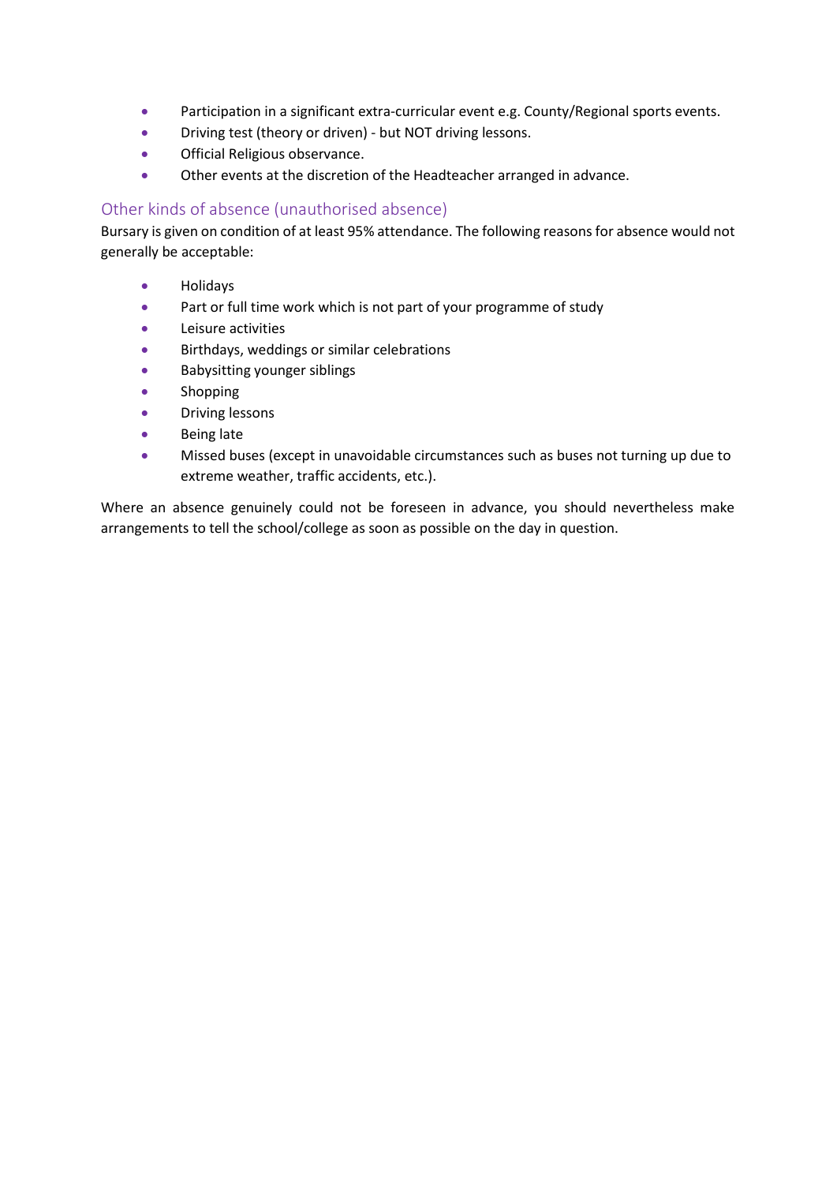- Participation in a significant extra-curricular event e.g. County/Regional sports events.
- Driving test (theory or driven) - but NOT driving lessons.
- Official Religious observance.
- Other events at the discretion of the Headteacher arranged in advance.

## Other kinds of absence (unauthorised absence)

Bursary is given on condition of at least 95% attendance. The following reasons for absence would not generally be acceptable:

- Holidays
- Part or full time work which is not part of your programme of study
- Leisure activities
- Birthdays, weddings or similar celebrations
- Babysitting younger siblings
- Shopping
- Driving lessons
- Being late
- Missed buses (except in unavoidable circumstances such as buses not turning up due to extreme weather, traffic accidents, etc.).

Where an absence genuinely could not be foreseen in advance, you should nevertheless make arrangements to tell the school/college as soon as possible on the day in question.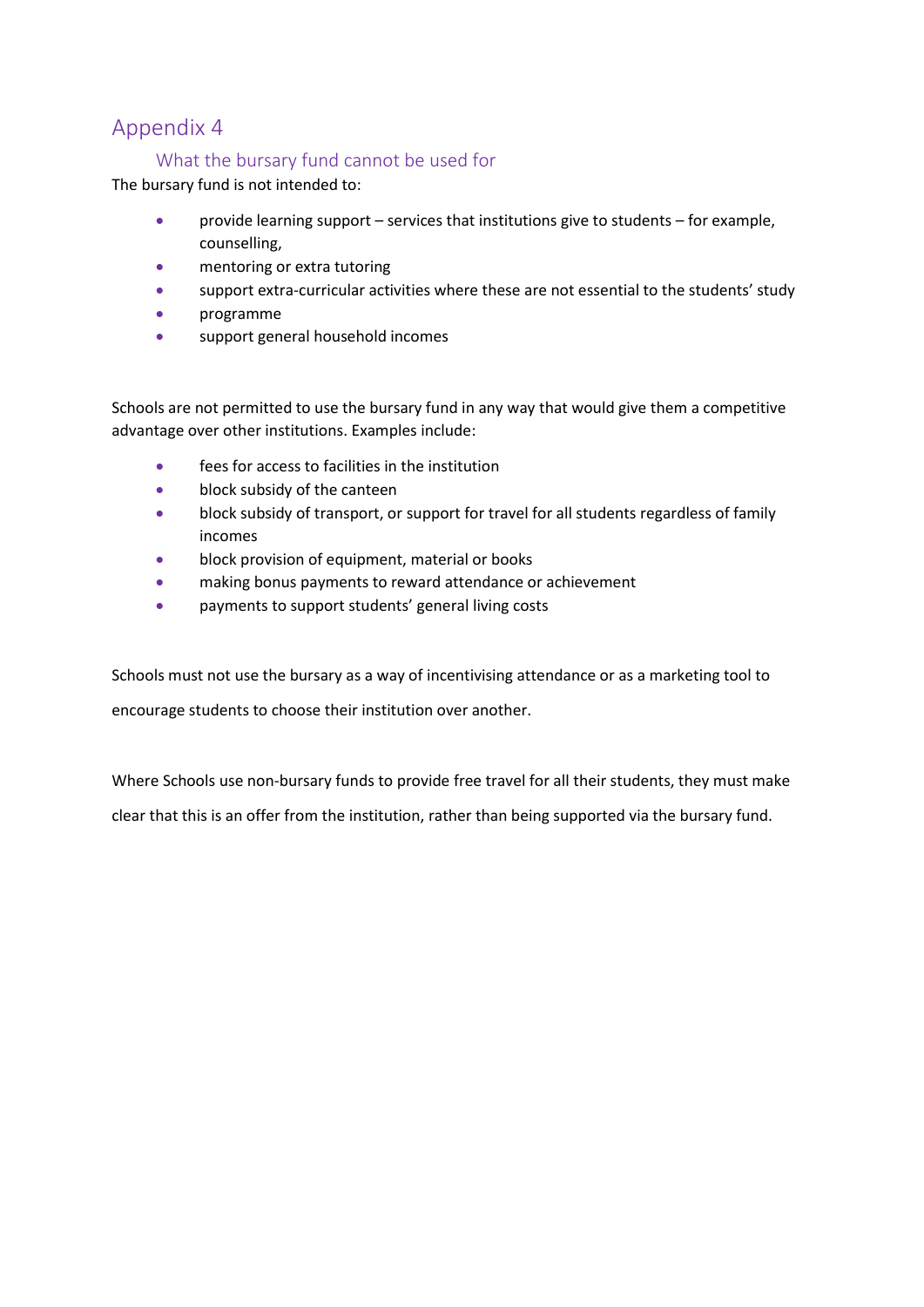# Appendix 4

## What the bursary fund cannot be used for

The bursary fund is not intended to:

- provide learning support – services that institutions give to students – for example, counselling,
- mentoring or extra tutoring
- support extra-curricular activities where these are not essential to the students' study
- programme
- support general household incomes

Schools are not permitted to use the bursary fund in any way that would give them a competitive advantage over other institutions. Examples include:

- fees for access to facilities in the institution
- block subsidy of the canteen
- block subsidy of transport, or support for travel for all students regardless of family incomes
- block provision of equipment, material or books
- making bonus payments to reward attendance or achievement
- payments to support students' general living costs

Schools must not use the bursary as a way of incentivising attendance or as a marketing tool to encourage students to choose their institution over another.

Where Schools use non-bursary funds to provide free travel for all their students, they must make clear that this is an offer from the institution, rather than being supported via the bursary fund.